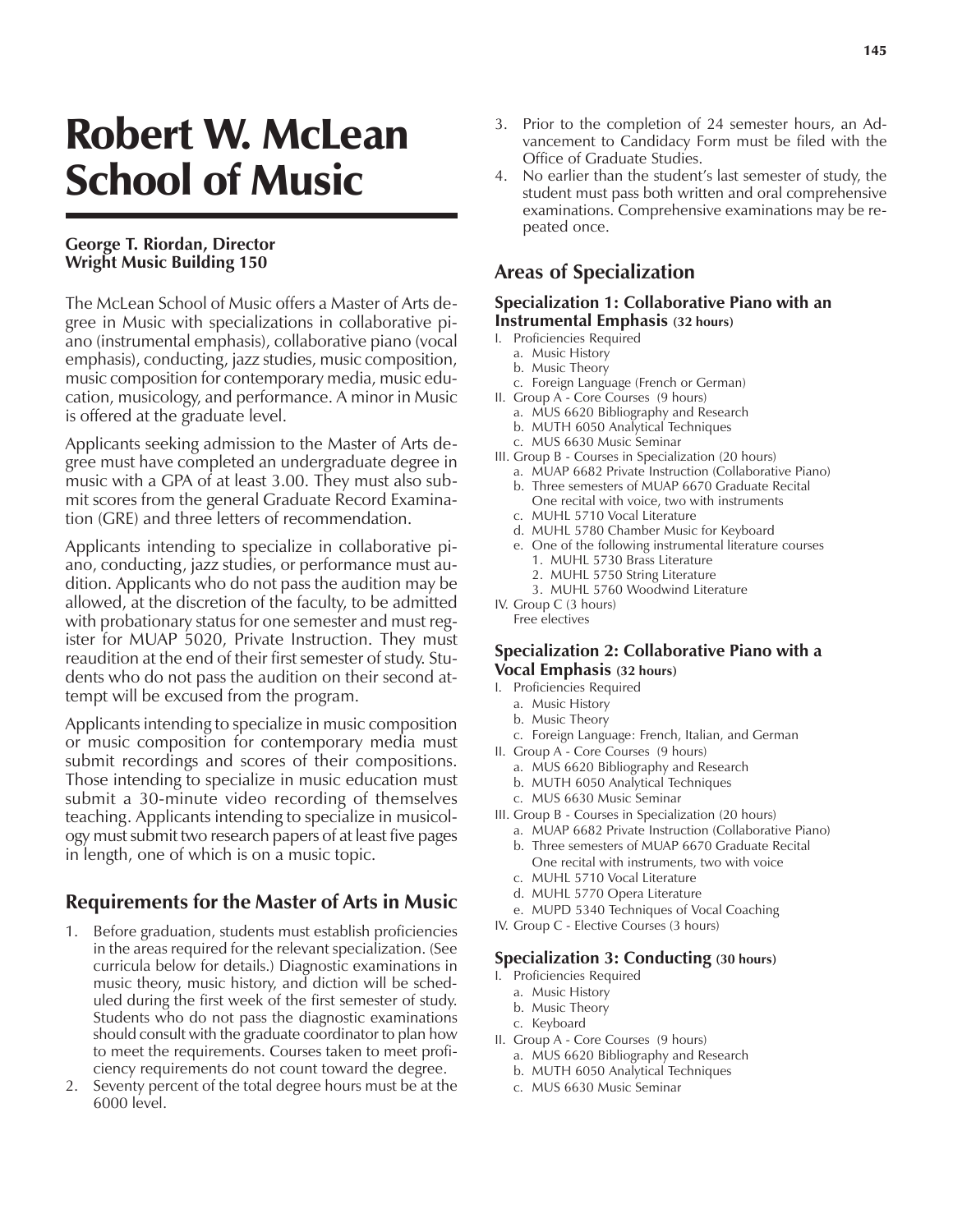# Robert W. McLean School of Music

**George T. Riordan, Director**
**Wright Music Building 150**

The McLean School of Music offers a Master of Arts degree in Music with specializations in collaborative piano (instrumental emphasis), collaborative piano (vocal emphasis), conducting, jazz studies, music composition, music composition for contemporary media, music education, musicology, and performance. A minor in Music is offered at the graduate level.

Applicants seeking admission to the Master of Arts degree must have completed an undergraduate degree in music with a GPA of at least 3.00. They must also submit scores from the general Graduate Record Examination (GRE) and three letters of recommendation.

Applicants intending to specialize in collaborative piano, conducting, jazz studies, or performance must audition. Applicants who do not pass the audition may be allowed, at the discretion of the faculty, to be admitted with probationary status for one semester and must register for MUAP 5020, Private Instruction. They must reaudition at the end of their first semester of study. Students who do not pass the audition on their second attempt will be excused from the program.

Applicants intending to specialize in music composition or music composition for contemporary media must submit recordings and scores of their compositions. Those intending to specialize in music education must submit a 30-minute video recording of themselves teaching. Applicants intending to specialize in musicology must submit two research papers of at least five pages in length, one of which is on a music topic.

## Requirements for the Master of Arts in Music

1. Before graduation, students must establish proficiencies in the areas required for the relevant specialization. (See curricula below for details.) Diagnostic examinations in music theory, music history, and diction will be scheduled during the first week of the first semester of study. Students who do not pass the diagnostic examinations should consult with the graduate coordinator to plan how to meet the requirements. Courses taken to meet proficiency requirements do not count toward the degree.
2. Seventy percent of the total degree hours must be at the 6000 level.
3. Prior to the completion of 24 semester hours, an Advancement to Candidacy Form must be filed with the Office of Graduate Studies.
4. No earlier than the student's last semester of study, the student must pass both written and oral comprehensive examinations. Comprehensive examinations may be repeated once.

## Areas of Specialization

### Specialization 1: Collaborative Piano with an Instrumental Emphasis (32 hours)

- I. Proficiencies Required
  - a. Music History
  - b. Music Theory
  - c. Foreign Language (French or German)
- II. Group A - Core Courses (9 hours)
  - a. MUS 6620 Bibliography and Research
  - b. MUTH 6050 Analytical Techniques
  - c. MUS 6630 Music Seminar
- III. Group B - Courses in Specialization (20 hours)
  - a. MUAP 6682 Private Instruction (Collaborative Piano)
  - b. Three semesters of MUAP 6670 Graduate Recital
    One recital with voice, two with instruments
  - c. MUHL 5710 Vocal Literature
  - d. MUHL 5780 Chamber Music for Keyboard
  - e. One of the following instrumental literature courses
    1. MUHL 5730 Brass Literature
    2. MUHL 5750 String Literature
    3. MUHL 5760 Woodwind Literature
- IV. Group C (3 hours)
  Free electives

### Specialization 2: Collaborative Piano with a Vocal Emphasis (32 hours)

- I. Proficiencies Required
  - a. Music History
  - b. Music Theory
  - c. Foreign Language: French, Italian, and German
- II. Group A - Core Courses (9 hours)
  - a. MUS 6620 Bibliography and Research
  - b. MUTH 6050 Analytical Techniques
  - c. MUS 6630 Music Seminar
- III. Group B - Courses in Specialization (20 hours)
  - a. MUAP 6682 Private Instruction (Collaborative Piano)
  - b. Three semesters of MUAP 6670 Graduate Recital
    One recital with instruments, two with voice
  - c. MUHL 5710 Vocal Literature
  - d. MUHL 5770 Opera Literature
  - e. MUPD 5340 Techniques of Vocal Coaching
- IV. Group C - Elective Courses (3 hours)

### Specialization 3: Conducting (30 hours)

- I. Proficiencies Required
  - a. Music History
  - b. Music Theory
  - c. Keyboard
- II. Group A - Core Courses (9 hours)
  - a. MUS 6620 Bibliography and Research
  - b. MUTH 6050 Analytical Techniques
  - c. MUS 6630 Music Seminar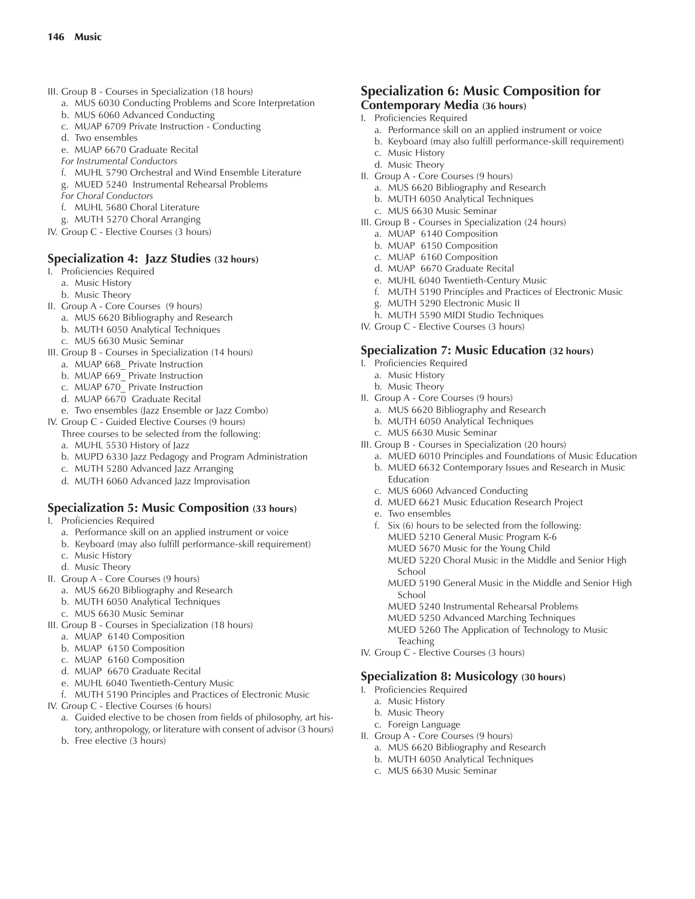III. Group B - Courses in Specialization (18 hours)
   a. MUS 6030 Conducting Problems and Score Interpretation
   b. MUS 6060 Advanced Conducting
   c. MUAP 6709 Private Instruction - Conducting
   d. Two ensembles
   e. MUAP 6670 Graduate Recital
   *For Instrumental Conductors*
   f. MUHL 5790 Orchestral and Wind Ensemble Literature
   g. MUED 5240 Instrumental Rehearsal Problems
   *For Choral Conductors*
   f. MUHL 5680 Choral Literature
   g. MUTH 5270 Choral Arranging

IV. Group C - Elective Courses (3 hours)

### Specialization 4: Jazz Studies (32 hours)

I. Proficiencies Required
   a. Music History
   b. Music Theory

II. Group A - Core Courses (9 hours)
   a. MUS 6620 Bibliography and Research
   b. MUTH 6050 Analytical Techniques
   c. MUS 6630 Music Seminar

III. Group B - Courses in Specialization (14 hours)
   a. MUAP 668_ Private Instruction
   b. MUAP 669_ Private Instruction
   c. MUAP 670_ Private Instruction
   d. MUAP 6670 Graduate Recital
   e. Two ensembles (Jazz Ensemble or Jazz Combo)

IV. Group C - Guided Elective Courses (9 hours)
   Three courses to be selected from the following:
   a. MUHL 5530 History of Jazz
   b. MUPD 6330 Jazz Pedagogy and Program Administration
   c. MUTH 5280 Advanced Jazz Arranging
   d. MUTH 6060 Advanced Jazz Improvisation

### Specialization 5: Music Composition (33 hours)

I. Proficiencies Required
   a. Performance skill on an applied instrument or voice
   b. Keyboard (may also fulfill performance-skill requirement)
   c. Music History
   d. Music Theory

II. Group A - Core Courses (9 hours)
   a. MUS 6620 Bibliography and Research
   b. MUTH 6050 Analytical Techniques
   c. MUS 6630 Music Seminar

III. Group B - Courses in Specialization (18 hours)
   a. MUAP 6140 Composition
   b. MUAP 6150 Composition
   c. MUAP 6160 Composition
   d. MUAP 6670 Graduate Recital
   e. MUHL 6040 Twentieth-Century Music
   f. MUTH 5190 Principles and Practices of Electronic Music

IV. Group C - Elective Courses (6 hours)
   a. Guided elective to be chosen from fields of philosophy, art history, anthropology, or literature with consent of advisor (3 hours)
   b. Free elective (3 hours)

### Specialization 6: Music Composition for Contemporary Media (36 hours)

I. Proficiencies Required
   a. Performance skill on an applied instrument or voice
   b. Keyboard (may also fulfill performance-skill requirement)
   c. Music History
   d. Music Theory

II. Group A - Core Courses (9 hours)
   a. MUS 6620 Bibliography and Research
   b. MUTH 6050 Analytical Techniques
   c. MUS 6630 Music Seminar

III. Group B - Courses in Specialization (24 hours)
   a. MUAP 6140 Composition
   b. MUAP 6150 Composition
   c. MUAP 6160 Composition
   d. MUAP 6670 Graduate Recital
   e. MUHL 6040 Twentieth-Century Music
   f. MUTH 5190 Principles and Practices of Electronic Music
   g. MUTH 5290 Electronic Music II
   h. MUTH 5590 MIDI Studio Techniques

IV. Group C - Elective Courses (3 hours)

### Specialization 7: Music Education (32 hours)

I. Proficiencies Required
   a. Music History
   b. Music Theory

II. Group A - Core Courses (9 hours)
   a. MUS 6620 Bibliography and Research
   b. MUTH 6050 Analytical Techniques
   c. MUS 6630 Music Seminar

III. Group B - Courses in Specialization (20 hours)
   a. MUED 6010 Principles and Foundations of Music Education
   b. MUED 6632 Contemporary Issues and Research in Music Education
   c. MUS 6060 Advanced Conducting
   d. MUED 6621 Music Education Research Project
   e. Two ensembles
   f. Six (6) hours to be selected from the following:
      MUED 5210 General Music Program K-6
      MUED 5670 Music for the Young Child
      MUED 5220 Choral Music in the Middle and Senior High School
      MUED 5190 General Music in the Middle and Senior High School
      MUED 5240 Instrumental Rehearsal Problems
      MUED 5250 Advanced Marching Techniques
      MUED 5260 The Application of Technology to Music Teaching

IV. Group C - Elective Courses (3 hours)

### Specialization 8: Musicology (30 hours)

I. Proficiencies Required
   a. Music History
   b. Music Theory
   c. Foreign Language

II. Group A - Core Courses (9 hours)
   a. MUS 6620 Bibliography and Research
   b. MUTH 6050 Analytical Techniques
   c. MUS 6630 Music Seminar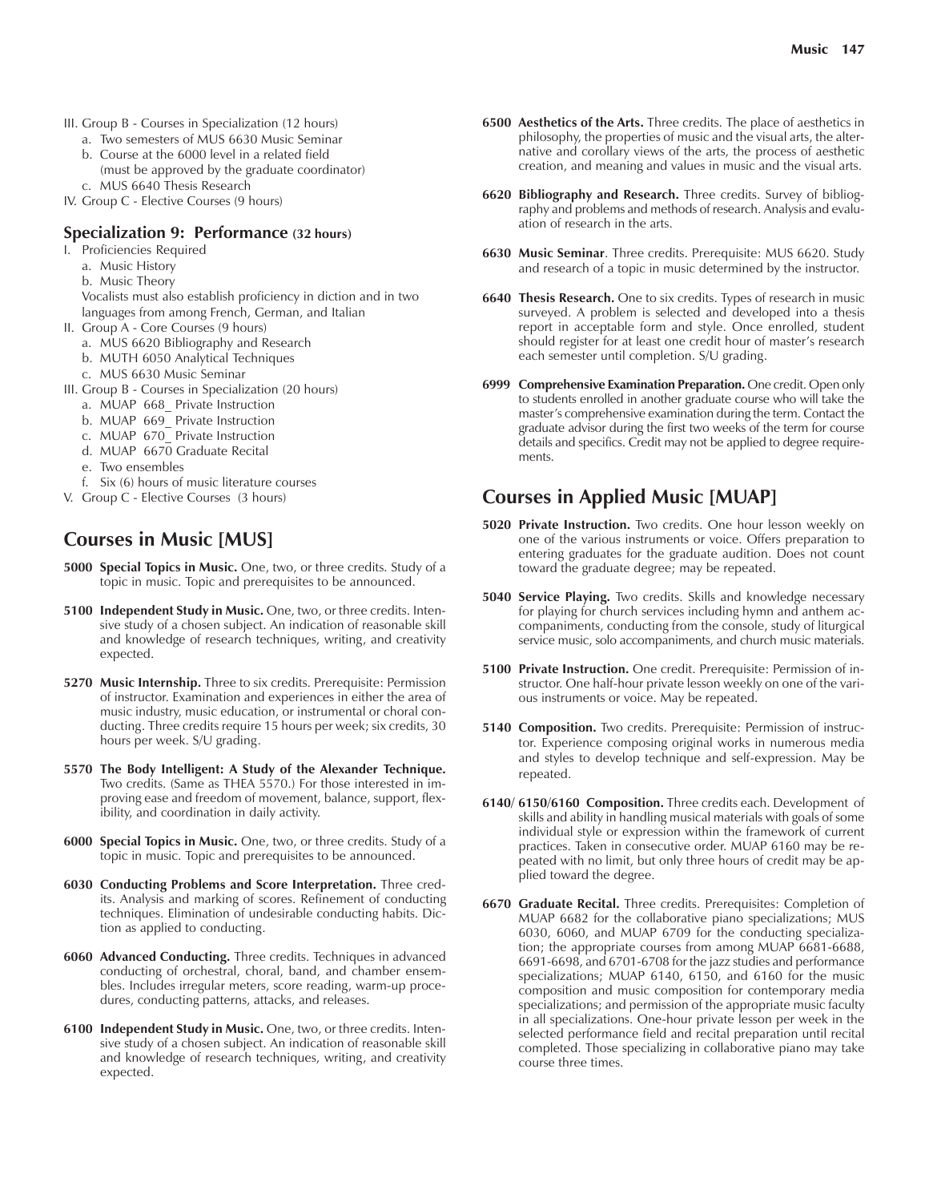III. Group B - Courses in Specialization (12 hours)
  a. Two semesters of MUS 6630 Music Seminar
  b. Course at the 6000 level in a related field (must be approved by the graduate coordinator)
  c. MUS 6640 Thesis Research
IV. Group C - Elective Courses (9 hours)

### Specialization 9: Performance (32 hours)

I. Proficiencies Required
  a. Music History
  b. Music Theory
  Vocalists must also establish proficiency in diction and in two languages from among French, German, and Italian
II. Group A - Core Courses (9 hours)
  a. MUS 6620 Bibliography and Research
  b. MUTH 6050 Analytical Techniques
  c. MUS 6630 Music Seminar
III. Group B - Courses in Specialization (20 hours)
  a. MUAP 668_ Private Instruction
  b. MUAP 669_ Private Instruction
  c. MUAP 670_ Private Instruction
  d. MUAP 6670 Graduate Recital
  e. Two ensembles
  f. Six (6) hours of music literature courses
V. Group C - Elective Courses (3 hours)

## Courses in Music [MUS]

**5000 Special Topics in Music.** One, two, or three credits. Study of a topic in music. Topic and prerequisites to be announced.

**5100 Independent Study in Music.** One, two, or three credits. Intensive study of a chosen subject. An indication of reasonable skill and knowledge of research techniques, writing, and creativity expected.

**5270 Music Internship.** Three to six credits. Prerequisite: Permission of instructor. Examination and experiences in either the area of music industry, music education, or instrumental or choral conducting. Three credits require 15 hours per week; six credits, 30 hours per week. S/U grading.

**5570 The Body Intelligent: A Study of the Alexander Technique.** Two credits. (Same as THEA 5570.) For those interested in improving ease and freedom of movement, balance, support, flexibility, and coordination in daily activity.

**6000 Special Topics in Music.** One, two, or three credits. Study of a topic in music. Topic and prerequisites to be announced.

**6030 Conducting Problems and Score Interpretation.** Three credits. Analysis and marking of scores. Refinement of conducting techniques. Elimination of undesirable conducting habits. Diction as applied to conducting.

**6060 Advanced Conducting.** Three credits. Techniques in advanced conducting of orchestral, choral, band, and chamber ensembles. Includes irregular meters, score reading, warm-up procedures, conducting patterns, attacks, and releases.

**6100 Independent Study in Music.** One, two, or three credits. Intensive study of a chosen subject. An indication of reasonable skill and knowledge of research techniques, writing, and creativity expected.

**6500 Aesthetics of the Arts.** Three credits. The place of aesthetics in philosophy, the properties of music and the visual arts, the alternative and corollary views of the arts, the process of aesthetic creation, and meaning and values in music and the visual arts.

**6620 Bibliography and Research.** Three credits. Survey of bibliography and problems and methods of research. Analysis and evaluation of research in the arts.

**6630 Music Seminar**. Three credits. Prerequisite: MUS 6620. Study and research of a topic in music determined by the instructor.

**6640 Thesis Research.** One to six credits. Types of research in music surveyed. A problem is selected and developed into a thesis report in acceptable form and style. Once enrolled, student should register for at least one credit hour of master's research each semester until completion. S/U grading.

**6999 Comprehensive Examination Preparation.** One credit. Open only to students enrolled in another graduate course who will take the master's comprehensive examination during the term. Contact the graduate advisor during the first two weeks of the term for course details and specifics. Credit may not be applied to degree requirements.

## Courses in Applied Music [MUAP]

**5020 Private Instruction.** Two credits. One hour lesson weekly on one of the various instruments or voice. Offers preparation to entering graduates for the graduate audition. Does not count toward the graduate degree; may be repeated.

**5040 Service Playing.** Two credits. Skills and knowledge necessary for playing for church services including hymn and anthem accompaniments, conducting from the console, study of liturgical service music, solo accompaniments, and church music materials.

**5100 Private Instruction.** One credit. Prerequisite: Permission of instructor. One half-hour private lesson weekly on one of the various instruments or voice. May be repeated.

**5140 Composition.** Two credits. Prerequisite: Permission of instructor. Experience composing original works in numerous media and styles to develop technique and self-expression. May be repeated.

**6140/ 6150/6160 Composition.** Three credits each. Development of skills and ability in handling musical materials with goals of some individual style or expression within the framework of current practices. Taken in consecutive order. MUAP 6160 may be repeated with no limit, but only three hours of credit may be applied toward the degree.

**6670 Graduate Recital.** Three credits. Prerequisites: Completion of MUAP 6682 for the collaborative piano specializations; MUS 6030, 6060, and MUAP 6709 for the conducting specialization; the appropriate courses from among MUAP 6681-6688, 6691-6698, and 6701-6708 for the jazz studies and performance specializations; MUAP 6140, 6150, and 6160 for the music composition and music composition for contemporary media specializations; and permission of the appropriate music faculty in all specializations. One-hour private lesson per week in the selected performance field and recital preparation until recital completed. Those specializing in collaborative piano may take course three times.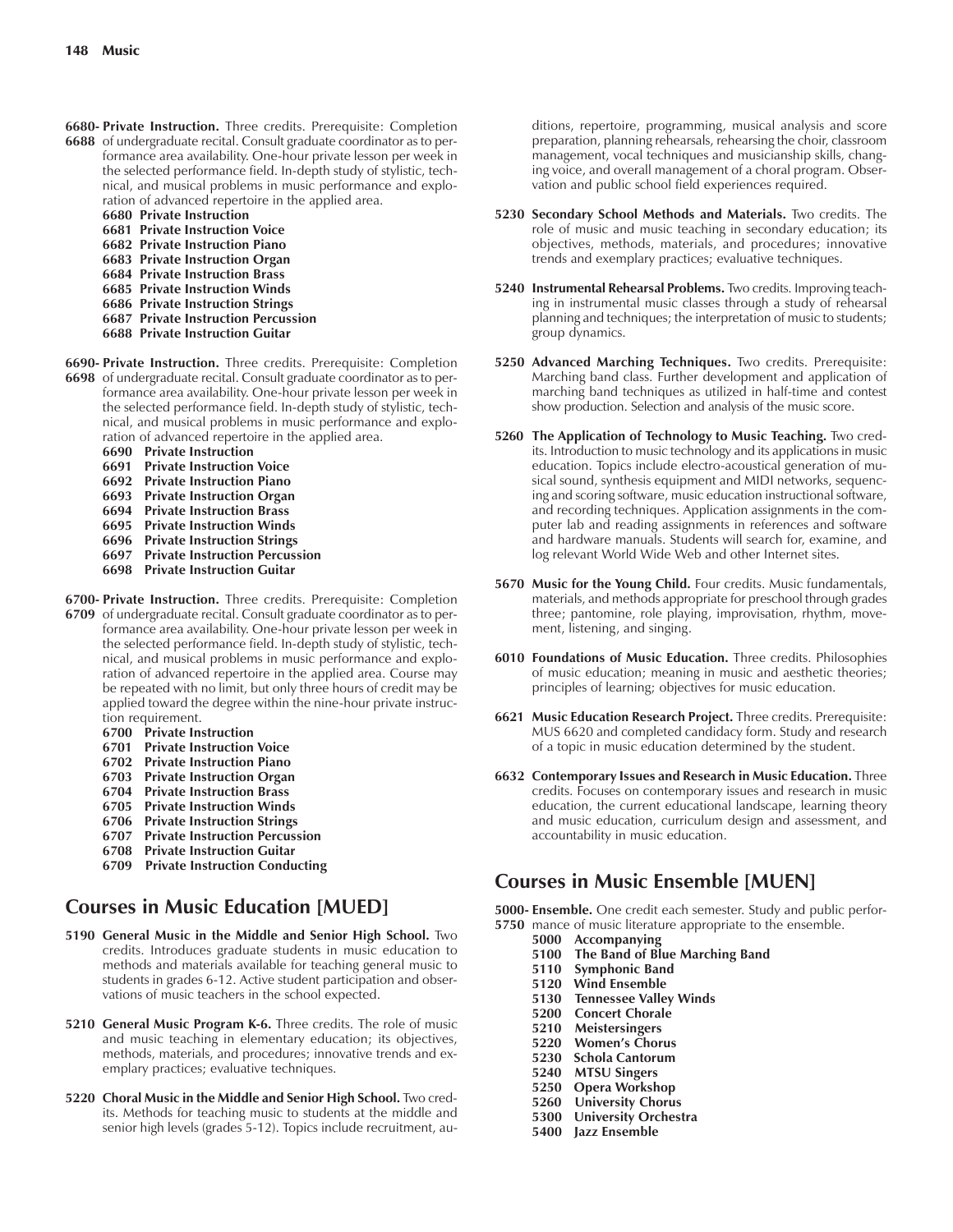**6680- 6688 Private Instruction.** Three credits. Prerequisite: Completion of undergraduate recital. Consult graduate coordinator as to performance area availability. One-hour private lesson per week in the selected performance field. In-depth study of stylistic, technical, and musical problems in music performance and exploration of advanced repertoire in the applied area.

- **6680 Private Instruction**
- **6681 Private Instruction Voice**
- **6682 Private Instruction Piano**
- **6683 Private Instruction Organ**
- **6684 Private Instruction Brass**
- **6685 Private Instruction Winds**
- **6686 Private Instruction Strings**
- **6687 Private Instruction Percussion**
- **6688 Private Instruction Guitar**

**6690- 6698 Private Instruction.** Three credits. Prerequisite: Completion of undergraduate recital. Consult graduate coordinator as to performance area availability. One-hour private lesson per week in the selected performance field. In-depth study of stylistic, technical, and musical problems in music performance and exploration of advanced repertoire in the applied area.

- **6690 Private Instruction**
- **6691 Private Instruction Voice**
- **6692 Private Instruction Piano**
- **6693 Private Instruction Organ**
- **6694 Private Instruction Brass**
- **6695 Private Instruction Winds**
- **6696 Private Instruction Strings**
- **6697 Private Instruction Percussion**
- **6698 Private Instruction Guitar**

**6700- 6709 Private Instruction.** Three credits. Prerequisite: Completion of undergraduate recital. Consult graduate coordinator as to performance area availability. One-hour private lesson per week in the selected performance field. In-depth study of stylistic, technical, and musical problems in music performance and exploration of advanced repertoire in the applied area. Course may be repeated with no limit, but only three hours of credit may be applied toward the degree within the nine-hour private instruction requirement.

- **6700 Private Instruction**
- **6701 Private Instruction Voice**
- **6702 Private Instruction Piano**
- **6703 Private Instruction Organ**
- **6704 Private Instruction Brass**
- **6705 Private Instruction Winds**
- **6706 Private Instruction Strings**
- **6707 Private Instruction Percussion**
- **6708 Private Instruction Guitar**
- **6709 Private Instruction Conducting**

## Courses in Music Education [MUED]

**5190 General Music in the Middle and Senior High School.** Two credits. Introduces graduate students in music education to methods and materials available for teaching general music to students in grades 6-12. Active student participation and observations of music teachers in the school expected.

**5210 General Music Program K-6.** Three credits. The role of music and music teaching in elementary education; its objectives, methods, materials, and procedures; innovative trends and exemplary practices; evaluative techniques.

**5220 Choral Music in the Middle and Senior High School.** Two credits. Methods for teaching music to students at the middle and senior high levels (grades 5-12). Topics include recruitment, auditions, repertoire, programming, musical analysis and score preparation, planning rehearsals, rehearsing the choir, classroom management, vocal techniques and musicianship skills, changing voice, and overall management of a choral program. Observation and public school field experiences required.

**5230 Secondary School Methods and Materials.** Two credits. The role of music and music teaching in secondary education; its objectives, methods, materials, and procedures; innovative trends and exemplary practices; evaluative techniques.

**5240 Instrumental Rehearsal Problems.** Two credits. Improving teaching in instrumental music classes through a study of rehearsal planning and techniques; the interpretation of music to students; group dynamics.

**5250 Advanced Marching Techniques.** Two credits. Prerequisite: Marching band class. Further development and application of marching band techniques as utilized in half-time and contest show production. Selection and analysis of the music score.

**5260 The Application of Technology to Music Teaching.** Two credits. Introduction to music technology and its applications in music education. Topics include electro-acoustical generation of musical sound, synthesis equipment and MIDI networks, sequencing and scoring software, music education instructional software, and recording techniques. Application assignments in the computer lab and reading assignments in references and software and hardware manuals. Students will search for, examine, and log relevant World Wide Web and other Internet sites.

**5670 Music for the Young Child.** Four credits. Music fundamentals, materials, and methods appropriate for preschool through grades three; pantomine, role playing, improvisation, rhythm, movement, listening, and singing.

**6010 Foundations of Music Education.** Three credits. Philosophies of music education; meaning in music and aesthetic theories; principles of learning; objectives for music education.

**6621 Music Education Research Project.** Three credits. Prerequisite: MUS 6620 and completed candidacy form. Study and research of a topic in music education determined by the student.

**6632 Contemporary Issues and Research in Music Education.** Three credits. Focuses on contemporary issues and research in music education, the current educational landscape, learning theory and music education, curriculum design and assessment, and accountability in music education.

## Courses in Music Ensemble [MUEN]

**5000- 5750 Ensemble.** One credit each semester. Study and public performance of music literature appropriate to the ensemble.

- **5000 Accompanying**
- **5100 The Band of Blue Marching Band**
- **5110 Symphonic Band**
- **5120 Wind Ensemble**
- **5130 Tennessee Valley Winds**
- **5200 Concert Chorale**
- **5210 Meistersingers**
- **5220 Women's Chorus**
- **5230 Schola Cantorum**
- **5240 MTSU Singers**
- **5250 Opera Workshop**
- **5260 University Chorus**
- **5300 University Orchestra**
- **5400 Jazz Ensemble**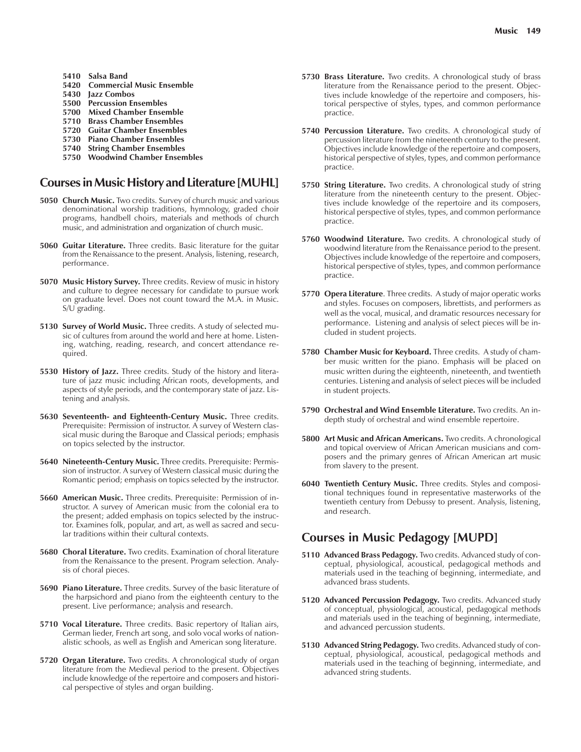- **5410 Salsa Band**
- **5420 Commercial Music Ensemble**
- **5430 Jazz Combos**
- **5500 Percussion Ensembles**
- **5700 Mixed Chamber Ensemble**
- **5710 Brass Chamber Ensembles**
- **5720 Guitar Chamber Ensembles**
- **5730 Piano Chamber Ensembles**
- **5740 String Chamber Ensembles**
- **5750 Woodwind Chamber Ensembles**

## Courses in Music History and Literature [MUHL]

**5050 Church Music.** Two credits. Survey of church music and various denominational worship traditions, hymnology, graded choir programs, handbell choirs, materials and methods of church music, and administration and organization of church music.

**5060 Guitar Literature.** Three credits. Basic literature for the guitar from the Renaissance to the present. Analysis, listening, research, performance.

**5070 Music History Survey.** Three credits. Review of music in history and culture to degree necessary for candidate to pursue work on graduate level. Does not count toward the M.A. in Music. S/U grading.

**5130 Survey of World Music.** Three credits. A study of selected music of cultures from around the world and here at home. Listening, watching, reading, research, and concert attendance required.

**5530 History of Jazz.** Three credits. Study of the history and literature of jazz music including African roots, developments, and aspects of style periods, and the contemporary state of jazz. Listening and analysis.

**5630 Seventeenth- and Eighteenth-Century Music.** Three credits. Prerequisite: Permission of instructor. A survey of Western classical music during the Baroque and Classical periods; emphasis on topics selected by the instructor.

**5640 Nineteenth-Century Music.** Three credits. Prerequisite: Permission of instructor. A survey of Western classical music during the Romantic period; emphasis on topics selected by the instructor.

**5660 American Music.** Three credits. Prerequisite: Permission of instructor. A survey of American music from the colonial era to the present; added emphasis on topics selected by the instructor. Examines folk, popular, and art, as well as sacred and secular traditions within their cultural contexts.

**5680 Choral Literature.** Two credits. Examination of choral literature from the Renaissance to the present. Program selection. Analysis of choral pieces.

**5690 Piano Literature.** Three credits. Survey of the basic literature of the harpsichord and piano from the eighteenth century to the present. Live performance; analysis and research.

**5710 Vocal Literature.** Three credits. Basic repertory of Italian airs, German lieder, French art song, and solo vocal works of nationalistic schools, as well as English and American song literature.

**5720 Organ Literature.** Two credits. A chronological study of organ literature from the Medieval period to the present. Objectives include knowledge of the repertoire and composers and historical perspective of styles and organ building.

**5730 Brass Literature.** Two credits. A chronological study of brass literature from the Renaissance period to the present. Objectives include knowledge of the repertoire and composers, historical perspective of styles, types, and common performance practice.

**5740 Percussion Literature.** Two credits. A chronological study of percussion literature from the nineteenth century to the present. Objectives include knowledge of the repertoire and composers, historical perspective of styles, types, and common performance practice.

**5750 String Literature.** Two credits. A chronological study of string literature from the nineteenth century to the present. Objectives include knowledge of the repertoire and its composers, historical perspective of styles, types, and common performance practice.

**5760 Woodwind Literature.** Two credits. A chronological study of woodwind literature from the Renaissance period to the present. Objectives include knowledge of the repertoire and composers, historical perspective of styles, types, and common performance practice.

**5770 Opera Literature**. Three credits. A study of major operatic works and styles. Focuses on composers, librettists, and performers as well as the vocal, musical, and dramatic resources necessary for performance. Listening and analysis of select pieces will be included in student projects.

**5780 Chamber Music for Keyboard.** Three credits. A study of chamber music written for the piano. Emphasis will be placed on music written during the eighteenth, nineteenth, and twentieth centuries. Listening and analysis of select pieces will be included in student projects.

**5790 Orchestral and Wind Ensemble Literature.** Two credits. An in-depth study of orchestral and wind ensemble repertoire.

**5800 Art Music and African Americans.** Two credits. A chronological and topical overview of African American musicians and composers and the primary genres of African American art music from slavery to the present.

**6040 Twentieth Century Music.** Three credits. Styles and compositional techniques found in representative masterworks of the twentieth century from Debussy to present. Analysis, listening, and research.

## Courses in Music Pedagogy [MUPD]

**5110 Advanced Brass Pedagogy.** Two credits. Advanced study of conceptual, physiological, acoustical, pedagogical methods and materials used in the teaching of beginning, intermediate, and advanced brass students.

**5120 Advanced Percussion Pedagogy.** Two credits. Advanced study of conceptual, physiological, acoustical, pedagogical methods and materials used in the teaching of beginning, intermediate, and advanced percussion students.

**5130 Advanced String Pedagogy.** Two credits. Advanced study of conceptual, physiological, acoustical, pedagogical methods and materials used in the teaching of beginning, intermediate, and advanced string students.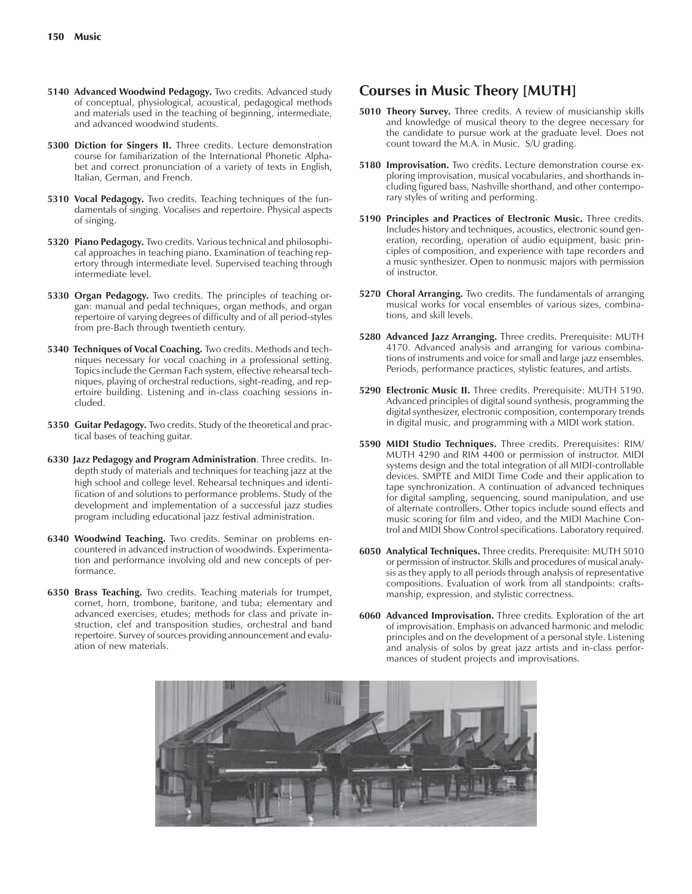**5140 Advanced Woodwind Pedagogy.** Two credits. Advanced study of conceptual, physiological, acoustical, pedagogical methods and materials used in the teaching of beginning, intermediate, and advanced woodwind students.

**5300 Diction for Singers II.** Three credits. Lecture demonstration course for familiarization of the International Phonetic Alphabet and correct pronunciation of a variety of texts in English, Italian, German, and French.

**5310 Vocal Pedagogy.** Two credits. Teaching techniques of the fundamentals of singing. Vocalises and repertoire. Physical aspects of singing.

**5320 Piano Pedagogy.** Two credits. Various technical and philosophical approaches in teaching piano. Examination of teaching repertory through intermediate level. Supervised teaching through intermediate level.

**5330 Organ Pedagogy.** Two credits. The principles of teaching organ: manual and pedal techniques, organ methods, and organ repertoire of varying degrees of difficulty and of all period-styles from pre-Bach through twentieth century.

**5340 Techniques of Vocal Coaching.** Two credits. Methods and techniques necessary for vocal coaching in a professional setting. Topics include the German Fach system, effective rehearsal techniques, playing of orchestral reductions, sight-reading, and repertoire building. Listening and in-class coaching sessions included.

**5350 Guitar Pedagogy.** Two credits. Study of the theoretical and practical bases of teaching guitar.

**6330 Jazz Pedagogy and Program Administration**. Three credits. In-depth study of materials and techniques for teaching jazz at the high school and college level. Rehearsal techniques and identification of and solutions to performance problems. Study of the development and implementation of a successful jazz studies program including educational jazz festival administration.

**6340 Woodwind Teaching.** Two credits. Seminar on problems encountered in advanced instruction of woodwinds. Experimentation and performance involving old and new concepts of performance.

**6350 Brass Teaching.** Two credits. Teaching materials for trumpet, cornet, horn, trombone, baritone, and tuba; elementary and advanced exercises, etudes; methods for class and private instruction, clef and transposition studies, orchestral and band repertoire. Survey of sources providing announcement and evaluation of new materials.

## Courses in Music Theory [MUTH]

**5010 Theory Survey.** Three credits. A review of musicianship skills and knowledge of musical theory to the degree necessary for the candidate to pursue work at the graduate level. Does not count toward the M.A. in Music. S/U grading.

**5180 Improvisation.** Two credits. Lecture demonstration course exploring improvisation, musical vocabularies, and shorthands including figured bass, Nashville shorthand, and other contemporary styles of writing and performing.

**5190 Principles and Practices of Electronic Music.** Three credits. Includes history and techniques, acoustics, electronic sound generation, recording, operation of audio equipment, basic principles of composition, and experience with tape recorders and a music synthesizer. Open to nonmusic majors with permission of instructor.

**5270 Choral Arranging.** Two credits. The fundamentals of arranging musical works for vocal ensembles of various sizes, combinations, and skill levels.

**5280 Advanced Jazz Arranging.** Three credits. Prerequisite: MUTH 4170. Advanced analysis and arranging for various combinations of instruments and voice for small and large jazz ensembles. Periods, performance practices, stylistic features, and artists.

**5290 Electronic Music II.** Three credits. Prerequisite: MUTH 5190. Advanced principles of digital sound synthesis, programming the digital synthesizer, electronic composition, contemporary trends in digital music, and programming with a MIDI work station.

**5590 MIDI Studio Techniques.** Three credits. Prerequisites: RIM/MUTH 4290 and RIM 4400 or permission of instructor. MIDI systems design and the total integration of all MIDI-controllable devices. SMPTE and MIDI Time Code and their application to tape synchronization. A continuation of advanced techniques for digital sampling, sequencing, sound manipulation, and use of alternate controllers. Other topics include sound effects and music scoring for film and video, and the MIDI Machine Control and MIDI Show Control specifications. Laboratory required.

**6050 Analytical Techniques.** Three credits. Prerequisite: MUTH 5010 or permission of instructor. Skills and procedures of musical analysis as they apply to all periods through analysis of representative compositions. Evaluation of work from all standpoints: craftsmanship, expression, and stylistic correctness.

**6060 Advanced Improvisation.** Three credits. Exploration of the art of improvisation. Emphasis on advanced harmonic and melodic principles and on the development of a personal style. Listening and analysis of solos by great jazz artists and in-class performances of student projects and improvisations.